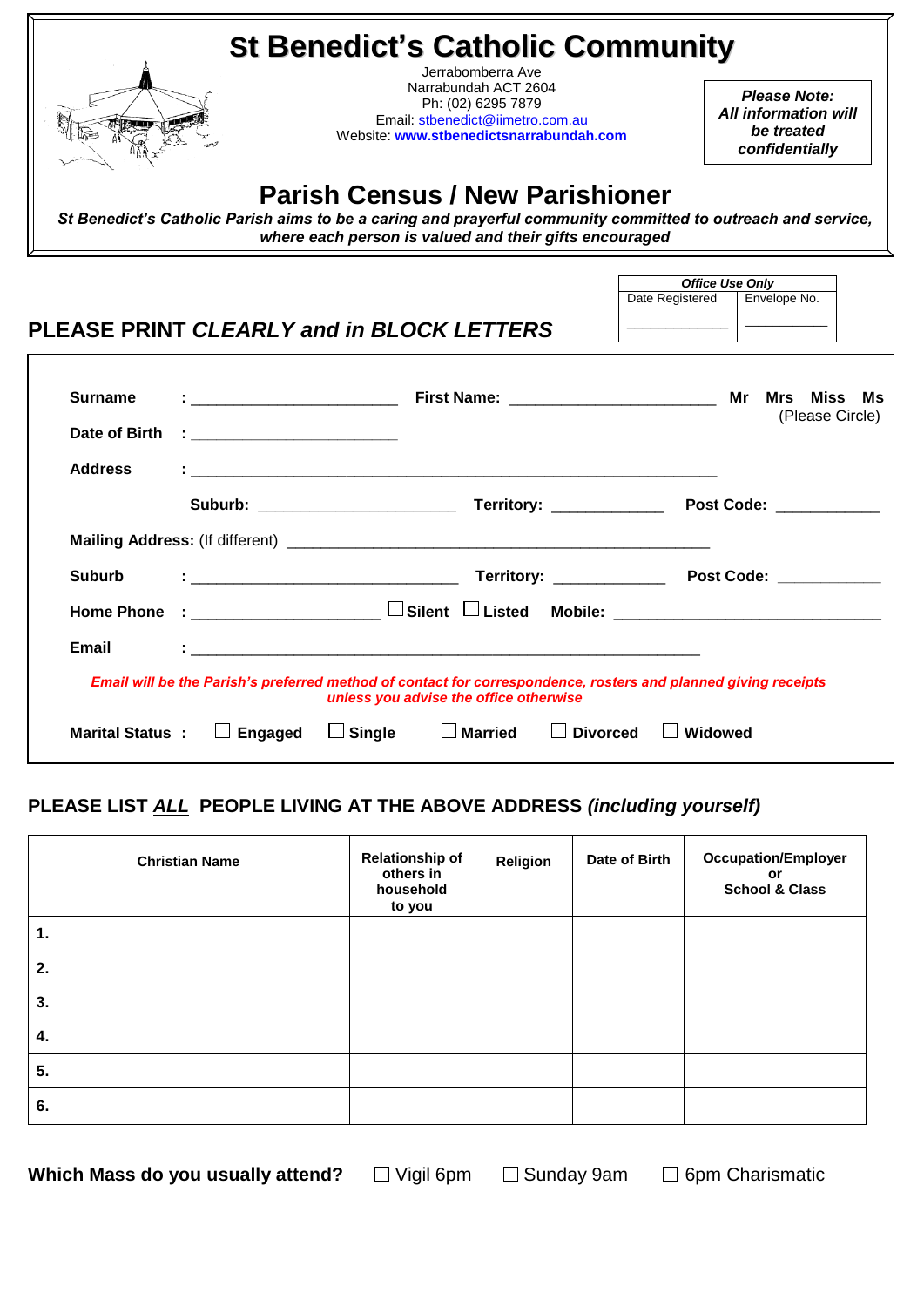# St Benedict's Catholic Community

Jerrabomberra Ave
Narrabundah ACT 2604
Ph: (02) 6295 7879
Email: stbenedict@iimetro.com.au
Website: **www.stbenedictsnarrabundah.com**

***Please Note: All information will be treated confidentially***

## Parish Census / New Parishioner

***St Benedict's Catholic Parish aims to be a caring and prayerful community committed to outreach and service, where each person is valued and their gifts encouraged***

| *Office Use Only* | |
|---|---|
| Date Registered | Envelope No. |
| ___________ | ___________ |

### PLEASE PRINT *CLEARLY and in BLOCK LETTERS*

**Surname** : ______________________ **First Name:** ______________________ **Mr Mrs Miss Ms** (Please Circle)

**Date of Birth** : ______________________

**Address** : ____________________________________________________________

**Suburb:** ____________________ **Territory:** ____________ **Post Code:** ___________

**Mailing Address:** (If different) ______________________________________________

**Suburb** : ____________________________ **Territory:** ____________ **Post Code:** ___________

**Home Phone** : ____________________ ☐ **Silent** ☐ **Listed** **Mobile:** ______________________________

**Email** : ____________________________________________________________

***Email will be the Parish's preferred method of contact for correspondence, rosters and planned giving receipts unless you advise the office otherwise***

**Marital Status :** ☐ **Engaged** ☐ **Single** ☐ **Married** ☐ **Divorced** ☐ **Widowed**

### PLEASE LIST *ALL* PEOPLE LIVING AT THE ABOVE ADDRESS *(including yourself)*

| Christian Name | Relationship of others in household to you | Religion | Date of Birth | Occupation/Employer or School & Class |
|---|---|---|---|---|
| 1. | | | | |
| 2. | | | | |
| 3. | | | | |
| 4. | | | | |
| 5. | | | | |
| 6. | | | | |

**Which Mass do you usually attend?** ☐ Vigil 6pm ☐ Sunday 9am ☐ 6pm Charismatic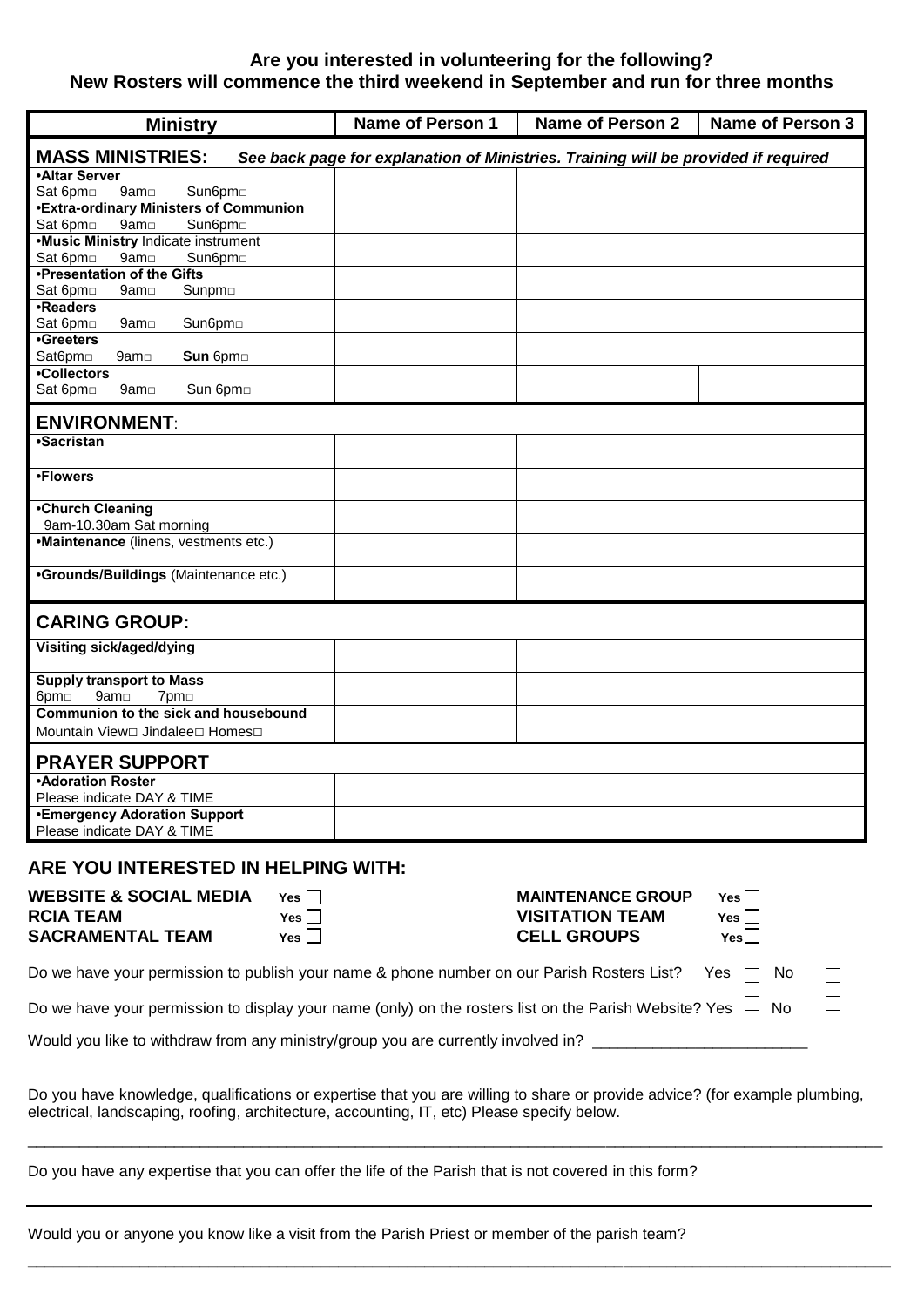**Are you interested in volunteering for the following?**
**New Rosters will commence the third weekend in September and run for three months**

| Ministry | Name of Person 1 | Name of Person 2 | Name of Person 3 |
|---|---|---|---|
| **MASS MINISTRIES:** *See back page for explanation of Ministries. Training will be provided if required* | | | |
| **•Altar Server** Sat 6pm□ 9am□ Sun6pm□ | | | |
| **•Extra-ordinary Ministers of Communion** Sat 6pm□ 9am□ Sun6pm□ | | | |
| **•Music Ministry** Indicate instrument Sat 6pm□ 9am□ Sun6pm□ | | | |
| **•Presentation of the Gifts** Sat 6pm□ 9am□ Sunpm□ | | | |
| **•Readers** Sat 6pm□ 9am□ Sun6pm□ | | | |
| **•Greeters** Sat6pm□ 9am□ **Sun** 6pm□ | | | |
| **•Collectors** Sat 6pm□ 9am□ Sun 6pm□ | | | |
| **ENVIRONMENT**: | | | |
| **•Sacristan** | | | |
| **•Flowers** | | | |
| **•Church Cleaning** 9am-10.30am Sat morning | | | |
| **•Maintenance** (linens, vestments etc.) | | | |
| **•Grounds/Buildings** (Maintenance etc.) | | | |
| **CARING GROUP:** | | | |
| **Visiting sick/aged/dying** | | | |
| **Supply transport to Mass** 6pm□ 9am□ 7pm□ | | | |
| **Communion to the sick and housebound** Mountain View□ Jindalee□ Homes□ | | | |
| **PRAYER SUPPORT** | | | |
| **•Adoration Roster** Please indicate DAY & TIME | | | |
| **•Emergency Adoration Support** Please indicate DAY & TIME | | | |

## ARE YOU INTERESTED IN HELPING WITH:

**WEBSITE & SOCIAL MEDIA** Yes ☐
**RCIA TEAM** Yes ☐
**SACRAMENTAL TEAM** Yes ☐
**MAINTENANCE GROUP** Yes ☐
**VISITATION TEAM** Yes ☐
**CELL GROUPS** Yes ☐

Do we have your permission to publish your name & phone number on our Parish Rosters List? Yes ☐ No ☐

Do we have your permission to display your name (only) on the rosters list on the Parish Website? Yes ☐ No ☐

Would you like to withdraw from any ministry/group you are currently involved in? ________________________

Do you have knowledge, qualifications or expertise that you are willing to share or provide advice? (for example plumbing, electrical, landscaping, roofing, architecture, accounting, IT, etc) Please specify below.

_______________________________________________________________________________

Do you have any expertise that you can offer the life of the Parish that is not covered in this form?

_______________________________________________________________________________

Would you or anyone you know like a visit from the Parish Priest or member of the parish team?

_______________________________________________________________________________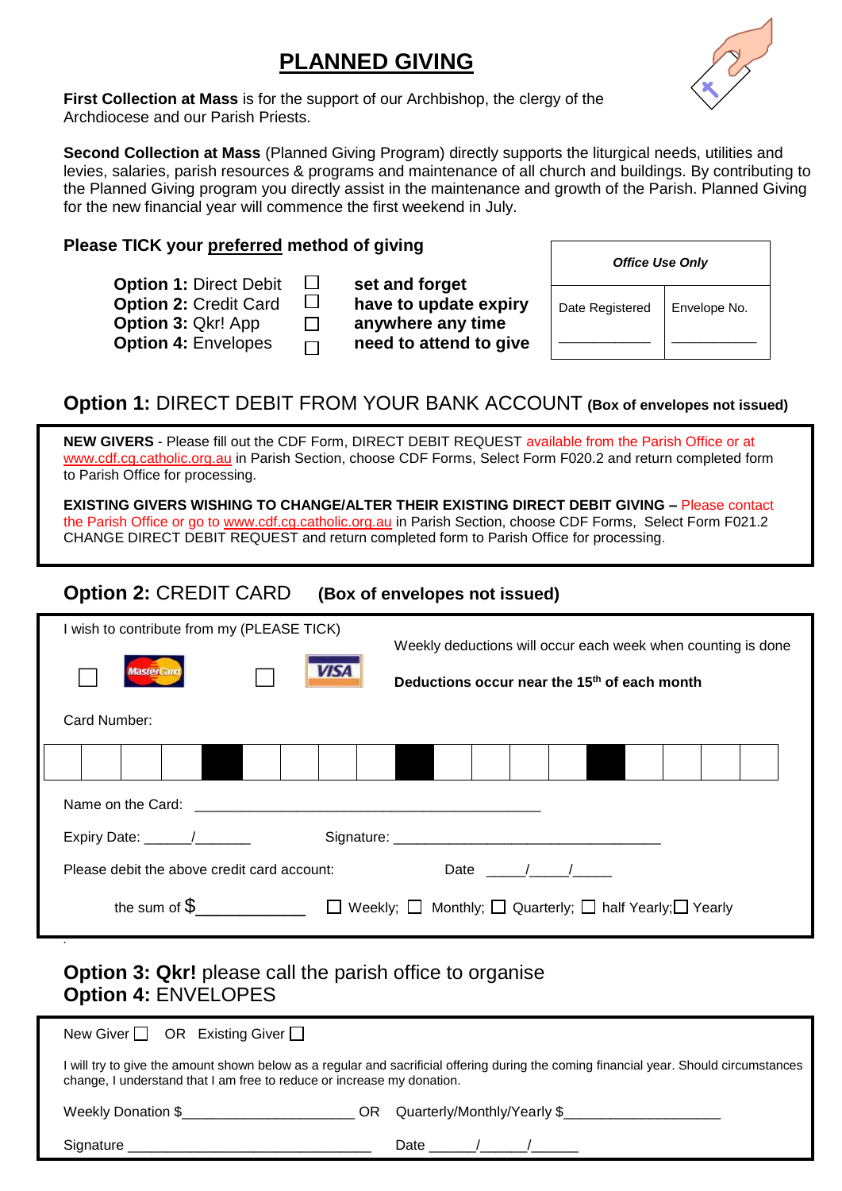# PLANNED GIVING

**First Collection at Mass** is for the support of our Archbishop, the clergy of the Archdiocese and our Parish Priests.

**Second Collection at Mass** (Planned Giving Program) directly supports the liturgical needs, utilities and levies, salaries, parish resources & programs and maintenance of all church and buildings. By contributing to the Planned Giving program you directly assist in the maintenance and growth of the Parish. Planned Giving for the new financial year will commence the first weekend in July.

**Please TICK your preferred method of giving**

| | | |
|---|---|---|
| **Option 1:** Direct Debit | ☐ | **set and forget** |
| **Option 2:** Credit Card | ☐ | **have to update expiry** |
| **Option 3:** Qkr! App | ☐ | **anywhere any time** |
| **Option 4:** Envelopes | ☐ | **need to attend to give** |

| *Office Use Only* | |
|---|---|
| Date Registered | Envelope No. |
| ____________ | ____________ |

## Option 1: DIRECT DEBIT FROM YOUR BANK ACCOUNT (Box of envelopes not issued)

**NEW GIVERS** - Please fill out the CDF Form, DIRECT DEBIT REQUEST available from the Parish Office or at www.cdf.cg.catholic.org.au in Parish Section, choose CDF Forms, Select Form F020.2 and return completed form to Parish Office for processing.

**EXISTING GIVERS WISHING TO CHANGE/ALTER THEIR EXISTING DIRECT DEBIT GIVING –** Please contact the Parish Office or go to www.cdf.cg.catholic.org.au in Parish Section, choose CDF Forms, Select Form F021.2 CHANGE DIRECT DEBIT REQUEST and return completed form to Parish Office for processing.

## Option 2: CREDIT CARD (Box of envelopes not issued)

I wish to contribute from my (PLEASE TICK)

☐ MasterCard ☐ VISA

Weekly deductions will occur each week when counting is done

**Deductions occur near the 15th of each month**

Card Number:

| | | | | | | | | | | | | | | | | | | |
|---|---|---|---|---|---|---|---|---|---|---|---|---|---|---|---|---|---|---|
| | | | | ■ | | | | | ■ | | | | | ■ | | | | |

Name on the Card: ____________________________________________

Expiry Date: ______/_______ Signature: __________________________________

Please debit the above credit card account: Date _____/_____/_____

the sum of $_____________ ☐ Weekly; ☐ Monthly; ☐ Quarterly; ☐ half Yearly; ☐ Yearly

## Option 3: Qkr! please call the parish office to organise

## Option 4: ENVELOPES

New Giver ☐ OR Existing Giver ☐

I will try to give the amount shown below as a regular and sacrificial offering during the coming financial year. Should circumstances change, I understand that I am free to reduce or increase my donation.

Weekly Donation $_____________________ OR Quarterly/Monthly/Yearly $____________________

Signature _______________________________ Date ______/______/______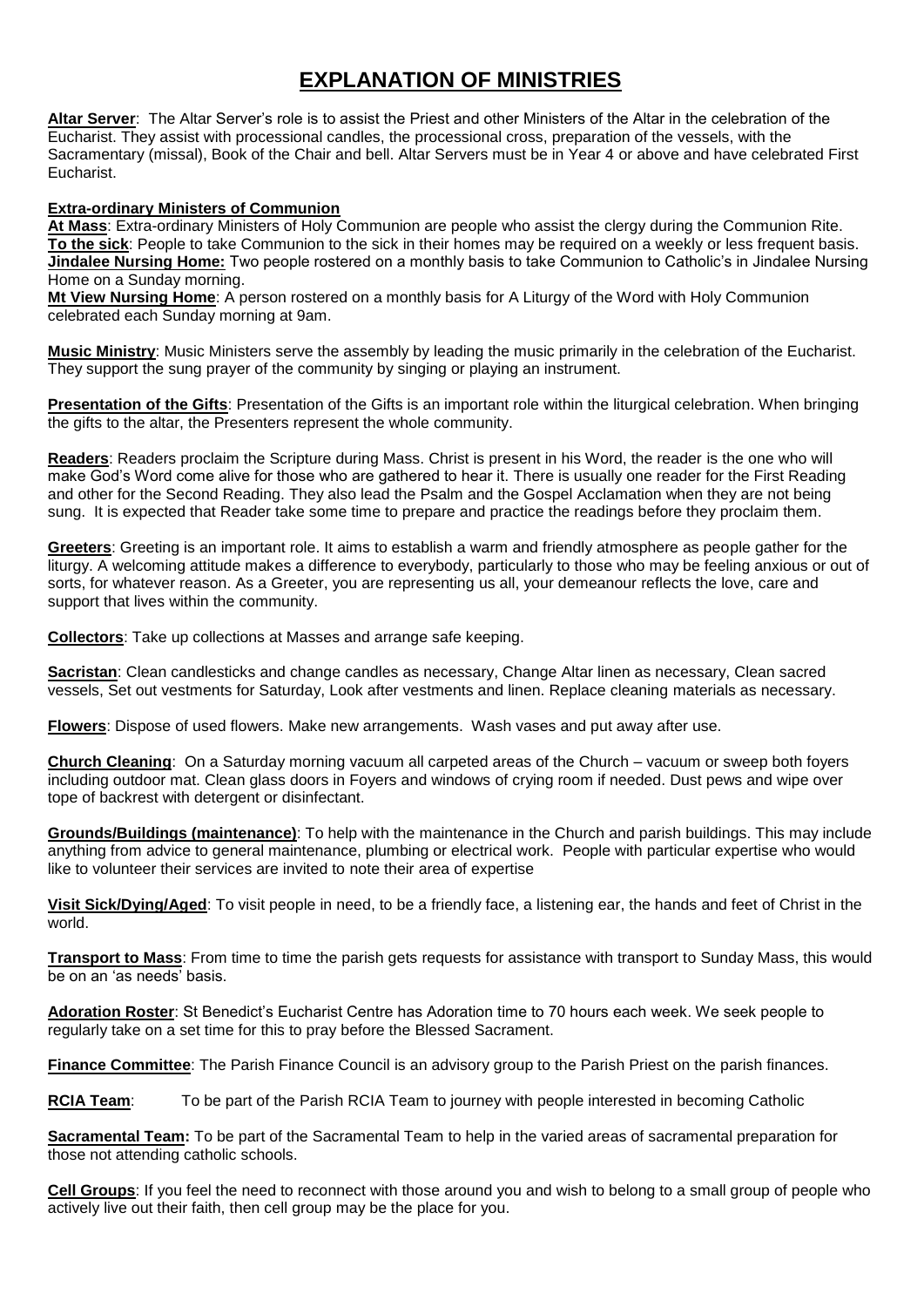# EXPLANATION OF MINISTRIES

**Altar Server**: The Altar Server's role is to assist the Priest and other Ministers of the Altar in the celebration of the Eucharist. They assist with processional candles, the processional cross, preparation of the vessels, with the Sacramentary (missal), Book of the Chair and bell. Altar Servers must be in Year 4 or above and have celebrated First Eucharist.

**Extra-ordinary Ministers of Communion**

**At Mass**: Extra-ordinary Ministers of Holy Communion are people who assist the clergy during the Communion Rite.
**To the sick**: People to take Communion to the sick in their homes may be required on a weekly or less frequent basis.
**Jindalee Nursing Home:** Two people rostered on a monthly basis to take Communion to Catholic's in Jindalee Nursing Home on a Sunday morning.
**Mt View Nursing Home**: A person rostered on a monthly basis for A Liturgy of the Word with Holy Communion celebrated each Sunday morning at 9am.

**Music Ministry**: Music Ministers serve the assembly by leading the music primarily in the celebration of the Eucharist. They support the sung prayer of the community by singing or playing an instrument.

**Presentation of the Gifts**: Presentation of the Gifts is an important role within the liturgical celebration. When bringing the gifts to the altar, the Presenters represent the whole community.

**Readers**: Readers proclaim the Scripture during Mass. Christ is present in his Word, the reader is the one who will make God's Word come alive for those who are gathered to hear it. There is usually one reader for the First Reading and other for the Second Reading. They also lead the Psalm and the Gospel Acclamation when they are not being sung. It is expected that Reader take some time to prepare and practice the readings before they proclaim them.

**Greeters**: Greeting is an important role. It aims to establish a warm and friendly atmosphere as people gather for the liturgy. A welcoming attitude makes a difference to everybody, particularly to those who may be feeling anxious or out of sorts, for whatever reason. As a Greeter, you are representing us all, your demeanour reflects the love, care and support that lives within the community.

**Collectors**: Take up collections at Masses and arrange safe keeping.

**Sacristan**: Clean candlesticks and change candles as necessary, Change Altar linen as necessary, Clean sacred vessels, Set out vestments for Saturday, Look after vestments and linen. Replace cleaning materials as necessary.

**Flowers**: Dispose of used flowers. Make new arrangements. Wash vases and put away after use.

**Church Cleaning**: On a Saturday morning vacuum all carpeted areas of the Church – vacuum or sweep both foyers including outdoor mat. Clean glass doors in Foyers and windows of crying room if needed. Dust pews and wipe over tope of backrest with detergent or disinfectant.

**Grounds/Buildings (maintenance)**: To help with the maintenance in the Church and parish buildings. This may include anything from advice to general maintenance, plumbing or electrical work. People with particular expertise who would like to volunteer their services are invited to note their area of expertise

**Visit Sick/Dying/Aged**: To visit people in need, to be a friendly face, a listening ear, the hands and feet of Christ in the world.

**Transport to Mass**: From time to time the parish gets requests for assistance with transport to Sunday Mass, this would be on an 'as needs' basis.

**Adoration Roster**: St Benedict's Eucharist Centre has Adoration time to 70 hours each week. We seek people to regularly take on a set time for this to pray before the Blessed Sacrament.

**Finance Committee**: The Parish Finance Council is an advisory group to the Parish Priest on the parish finances.

**RCIA Team**: To be part of the Parish RCIA Team to journey with people interested in becoming Catholic

**Sacramental Team:** To be part of the Sacramental Team to help in the varied areas of sacramental preparation for those not attending catholic schools.

**Cell Groups**: If you feel the need to reconnect with those around you and wish to belong to a small group of people who actively live out their faith, then cell group may be the place for you.